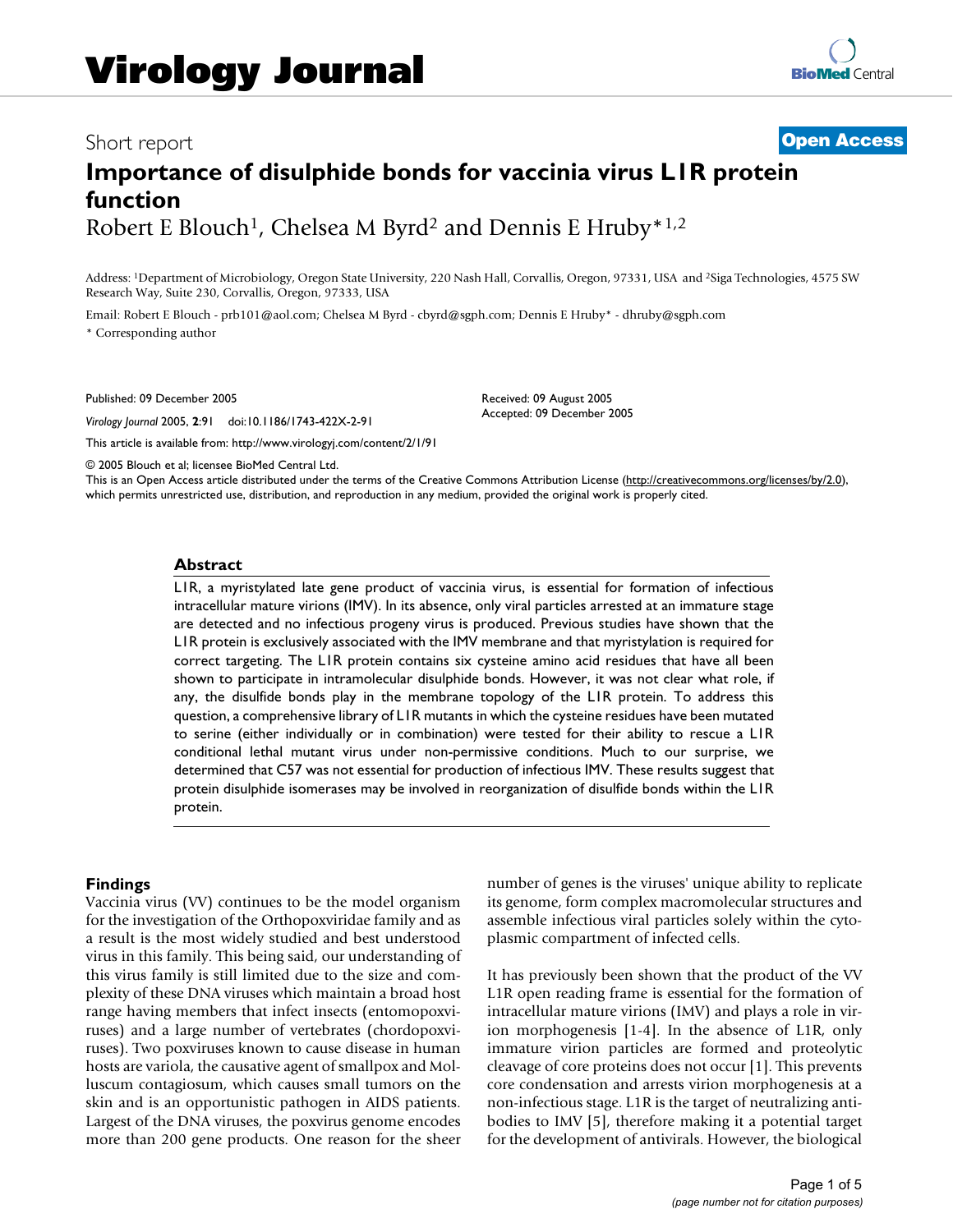# Virology Journal

Short report

**Open Access**

# Importance of disulphide bonds for vaccinia virus L1R protein function

Robert E Blouch[1], Chelsea M Byrd[2] and Dennis E Hruby*[1,2]

Address: [1]Department of Microbiology, Oregon State University, 220 Nash Hall, Corvallis, Oregon, 97331, USA and [2]Siga Technologies, 4575 SW Research Way, Suite 230, Corvallis, Oregon, 97333, USA

Email: Robert E Blouch - prb101@aol.com; Chelsea M Byrd - cbyrd@sgph.com; Dennis E Hruby* - dhruby@sgph.com

\* Corresponding author

Published: 09 December 2005

*Virology Journal* 2005, **2**:91 doi:10.1186/1743-422X-2-91

Received: 09 August 2005
Accepted: 09 December 2005

This article is available from: http://www.virologyj.com/content/2/1/91

© 2005 Blouch et al; licensee BioMed Central Ltd.
This is an Open Access article distributed under the terms of the Creative Commons Attribution License (http://creativecommons.org/licenses/by/2.0), which permits unrestricted use, distribution, and reproduction in any medium, provided the original work is properly cited.

## Abstract

L1R, a myristylated late gene product of vaccinia virus, is essential for formation of infectious intracellular mature virions (IMV). In its absence, only viral particles arrested at an immature stage are detected and no infectious progeny virus is produced. Previous studies have shown that the L1R protein is exclusively associated with the IMV membrane and that myristylation is required for correct targeting. The L1R protein contains six cysteine amino acid residues that have all been shown to participate in intramolecular disulphide bonds. However, it was not clear what role, if any, the disulfide bonds play in the membrane topology of the L1R protein. To address this question, a comprehensive library of L1R mutants in which the cysteine residues have been mutated to serine (either individually or in combination) were tested for their ability to rescue a L1R conditional lethal mutant virus under non-permissive conditions. Much to our surprise, we determined that C57 was not essential for production of infectious IMV. These results suggest that protein disulphide isomerases may be involved in reorganization of disulfide bonds within the L1R protein.

## Findings

Vaccinia virus (VV) continues to be the model organism for the investigation of the Orthopoxviridae family and as a result is the most widely studied and best understood virus in this family. This being said, our understanding of this virus family is still limited due to the size and complexity of these DNA viruses which maintain a broad host range having members that infect insects (entomopoxviruses) and a large number of vertebrates (chordopoxviruses). Two poxviruses known to cause disease in human hosts are variola, the causative agent of smallpox and Molluscum contagiosum, which causes small tumors on the skin and is an opportunistic pathogen in AIDS patients. Largest of the DNA viruses, the poxvirus genome encodes more than 200 gene products. One reason for the sheer number of genes is the viruses' unique ability to replicate its genome, form complex macromolecular structures and assemble infectious viral particles solely within the cytoplasmic compartment of infected cells.

It has previously been shown that the product of the VV L1R open reading frame is essential for the formation of intracellular mature virions (IMV) and plays a role in virion morphogenesis [1-4]. In the absence of L1R, only immature virion particles are formed and proteolytic cleavage of core proteins does not occur [1]. This prevents core condensation and arrests virion morphogenesis at a non-infectious stage. L1R is the target of neutralizing antibodies to IMV [5], therefore making it a potential target for the development of antivirals. However, the biological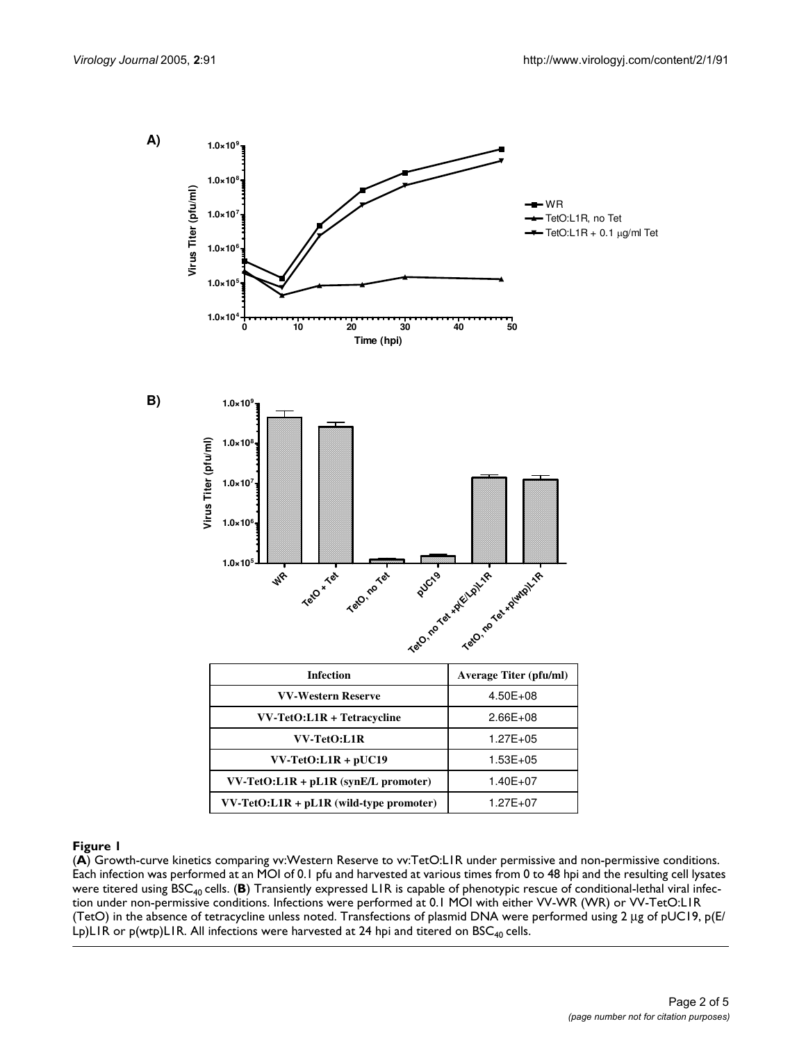| Infection | Average Titer (pfu/ml) |
| --- | --- |
| VV-Western Reserve | 4.50E+08 |
| VV-TetO:L1R + Tetracycline | 2.66E+08 |
| VV-TetO:L1R | 1.27E+05 |
| VV-TetO:L1R + pUC19 | 1.53E+05 |
| VV-TetO:L1R + pL1R (synE/L promoter) | 1.40E+07 |
| VV-TetO:L1R + pL1R (wild-type promoter) | 1.27E+07 |

**Figure 1**

(**A**) Growth-curve kinetics comparing vv:Western Reserve to vv:TetO:L1R under permissive and non-permissive conditions. Each infection was performed at an MOI of 0.1 pfu and harvested at various times from 0 to 48 hpi and the resulting cell lysates were titered using $BSC_{40}$ cells. (**B**) Transiently expressed L1R is capable of phenotypic rescue of conditional-lethal viral infection under non-permissive conditions. Infections were performed at 0.1 MOI with either VV-WR (WR) or VV-TetO:L1R (TetO) in the absence of tetracycline unless noted. Transfections of plasmid DNA were performed using 2 μg of pUC19, p(E/Lp)L1R or p(wtp)L1R. All infections were harvested at 24 hpi and titered on $BSC_{40}$ cells.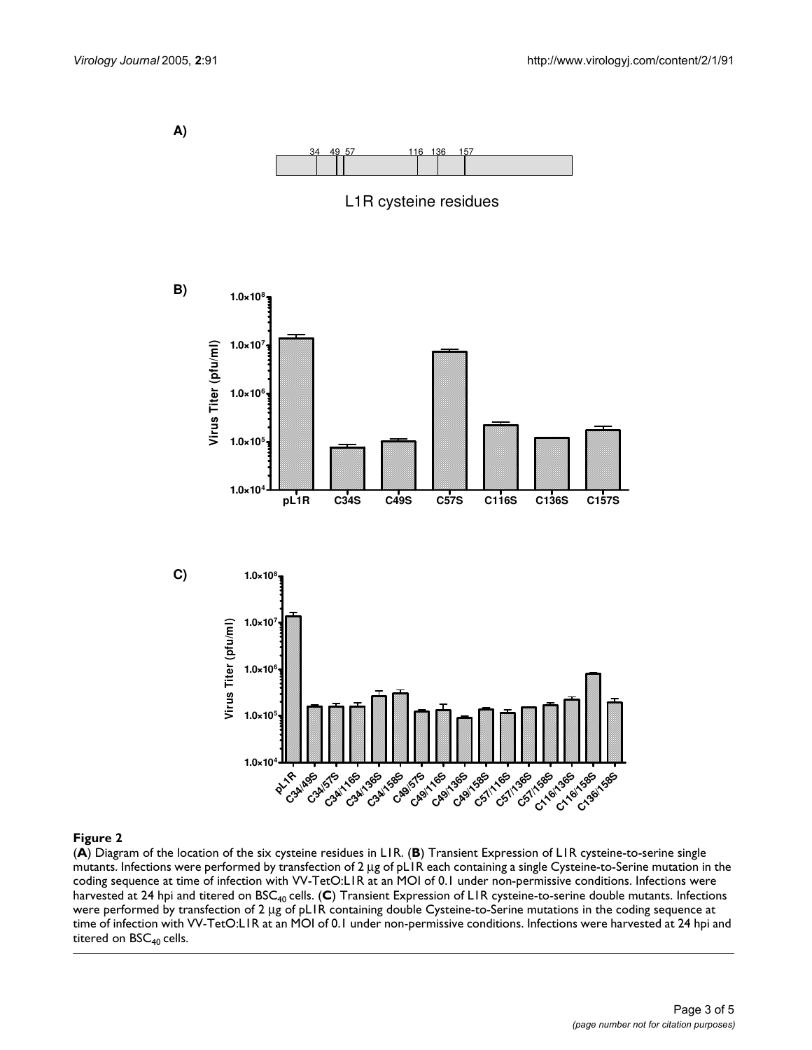**Figure 2**

(**A**) Diagram of the location of the six cysteine residues in L1R. (**B**) Transient Expression of L1R cysteine-to-serine single mutants. Infections were performed by transfection of 2 μg of pL1R each containing a single Cysteine-to-Serine mutation in the coding sequence at time of infection with VV-TetO:L1R at an MOI of 0.1 under non-permissive conditions. Infections were harvested at 24 hpi and titered on $BSC_{40}$ cells. (**C**) Transient Expression of L1R cysteine-to-serine double mutants. Infections were performed by transfection of 2 μg of pL1R containing double Cysteine-to-Serine mutations in the coding sequence at time of infection with VV-TetO:L1R at an MOI of 0.1 under non-permissive conditions. Infections were harvested at 24 hpi and titered on $BSC_{40}$ cells.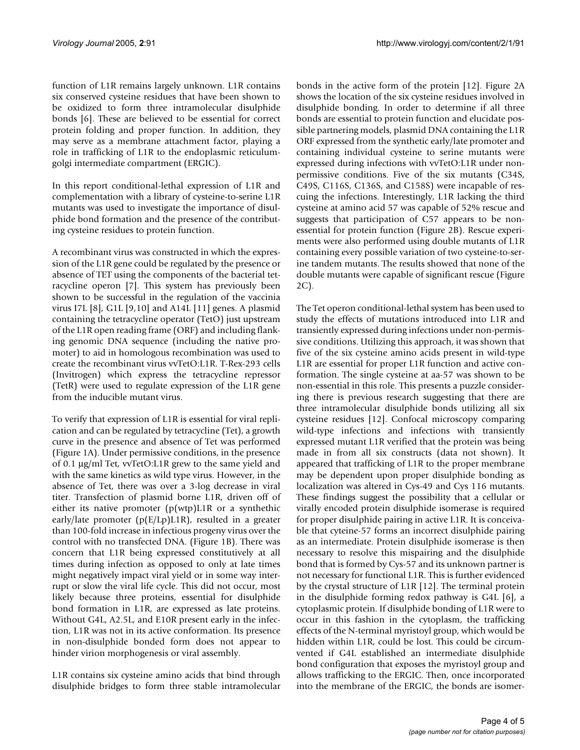function of L1R remains largely unknown. L1R contains six conserved cysteine residues that have been shown to be oxidized to form three intramolecular disulphide bonds [6]. These are believed to be essential for correct protein folding and proper function. In addition, they may serve as a membrane attachment factor, playing a role in trafficking of L1R to the endoplasmic reticulum-golgi intermediate compartment (ERGIC).

In this report conditional-lethal expression of L1R and complementation with a library of cysteine-to-serine L1R mutants was used to investigate the importance of disulphide bond formation and the presence of the contributing cysteine residues to protein function.

A recombinant virus was constructed in which the expression of the L1R gene could be regulated by the presence or absence of TET using the components of the bacterial tetracycline operon [7]. This system has previously been shown to be successful in the regulation of the vaccinia virus I7L [8], G1L [9,10] and A14L [11] genes. A plasmid containing the tetracycline operator (TetO) just upstream of the L1R open reading frame (ORF) and including flanking genomic DNA sequence (including the native promoter) to aid in homologous recombination was used to create the recombinant virus vvTetO:L1R. T-Rex-293 cells (Invitrogen) which express the tetracycline repressor (TetR) were used to regulate expression of the L1R gene from the inducible mutant virus.

To verify that expression of L1R is essential for viral replication and can be regulated by tetracycline (Tet), a growth curve in the presence and absence of Tet was performed (Figure 1A). Under permissive conditions, in the presence of 0.1 μg/ml Tet, vvTetO:L1R grew to the same yield and with the same kinetics as wild type virus. However, in the absence of Tet, there was over a 3-log decrease in viral titer. Transfection of plasmid borne L1R, driven off of either its native promoter (p(wtp)L1R or a synthethic early/late promoter (p(E/Lp)L1R), resulted in a greater than 100-fold increase in infectious progeny virus over the control with no transfected DNA. (Figure 1B). There was concern that L1R being expressed constitutively at all times during infection as opposed to only at late times might negatively impact viral yield or in some way interrupt or slow the viral life cycle. This did not occur, most likely because three proteins, essential for disulphide bond formation in L1R, are expressed as late proteins. Without G4L, A2.5L, and E10R present early in the infection, L1R was not in its active conformation. Its presence in non-disulphide bonded form does not appear to hinder virion morphogenesis or viral assembly.

L1R contains six cysteine amino acids that bind through disulphide bridges to form three stable intramolecular bonds in the active form of the protein [12]. Figure 2A shows the location of the six cysteine residues involved in disulphide bonding. In order to determine if all three bonds are essential to protein function and elucidate possible partnering models, plasmid DNA containing the L1R ORF expressed from the synthetic early/late promoter and containing individual cysteine to serine mutants were expressed during infections with vvTetO:L1R under non-permissive conditions. Five of the six mutants (C34S, C49S, C116S, C136S, and C158S) were incapable of rescuing the infections. Interestingly, L1R lacking the third cysteine at amino acid 57 was capable of 52% rescue and suggests that participation of C57 appears to be non-essential for protein function (Figure 2B). Rescue experiments were also performed using double mutants of L1R containing every possible variation of two cysteine-to-serine tandem mutants. The results showed that none of the double mutants were capable of significant rescue (Figure 2C).

The Tet operon conditional-lethal system has been used to study the effects of mutations introduced into L1R and transiently expressed during infections under non-permissive conditions. Utilizing this approach, it was shown that five of the six cysteine amino acids present in wild-type L1R are essential for proper L1R function and active conformation. The single cysteine at aa-57 was shown to be non-essential in this role. This presents a puzzle considering there is previous research suggesting that there are three intramolecular disulphide bonds utilizing all six cysteine residues [12]. Confocal microscopy comparing wild-type infections and infections with transiently expressed mutant L1R verified that the protein was being made in from all six constructs (data not shown). It appeared that trafficking of L1R to the proper membrane may be dependent upon proper disulphide bonding as localization was altered in Cys-49 and Cys 116 mutants. These findings suggest the possibility that a cellular or virally encoded protein disulphide isomerase is required for proper disulphide pairing in active L1R. It is conceivable that cyteine-57 forms an incorrect disulphide pairing as an intermediate. Protein disulphide isomerase is then necessary to resolve this mispairing and the disulphide bond that is formed by Cys-57 and its unknown partner is not necessary for functional L1R. This is further evidenced by the crystal structure of L1R [12]. The terminal protein in the disulphide forming redox pathway is G4L [6], a cytoplasmic protein. If disulphide bonding of L1R were to occur in this fashion in the cytoplasm, the trafficking effects of the N-terminal myristoyl group, which would be hidden within L1R, could be lost. This could be circumvented if G4L established an intermediate disulphide bond configuration that exposes the myristoyl group and allows trafficking to the ERGIC. Then, once incorporated into the membrane of the ERGIC, the bonds are isomer-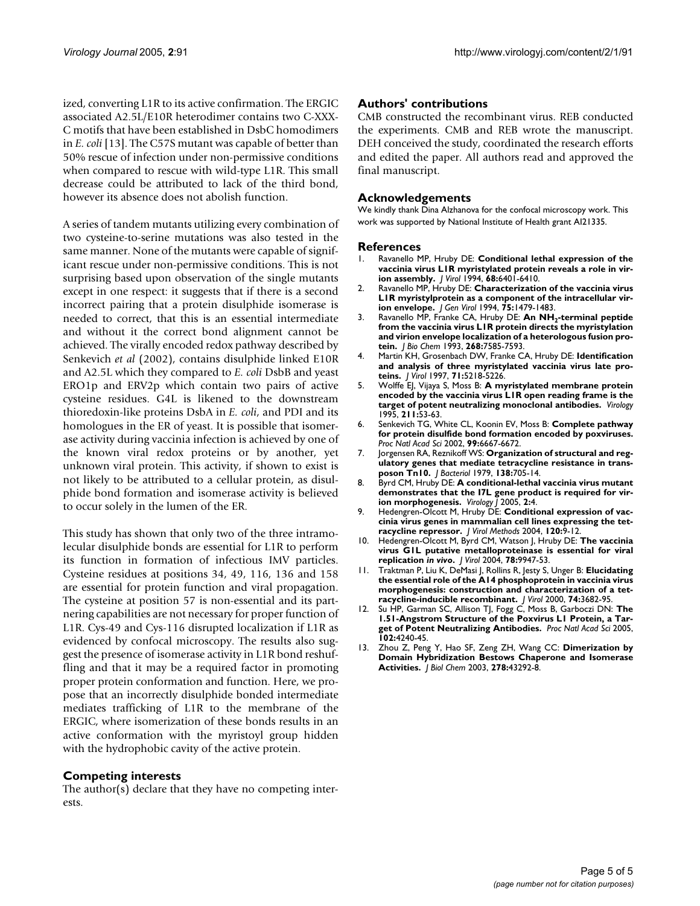ized, converting L1R to its active confirmation. The ERGIC associated A2.5L/E10R heterodimer contains two C-XXX-C motifs that have been established in DsbC homodimers in *E. coli* [13]. The C57S mutant was capable of better than 50% rescue of infection under non-permissive conditions when compared to rescue with wild-type L1R. This small decrease could be attributed to lack of the third bond, however its absence does not abolish function.

A series of tandem mutants utilizing every combination of two cysteine-to-serine mutations was also tested in the same manner. None of the mutants were capable of significant rescue under non-permissive conditions. This is not surprising based upon observation of the single mutants except in one respect: it suggests that if there is a second incorrect pairing that a protein disulphide isomerase is needed to correct, that this is an essential intermediate and without it the correct bond alignment cannot be achieved. The virally encoded redox pathway described by Senkevich *et al* (2002), contains disulphide linked E10R and A2.5L which they compared to *E. coli* DsbB and yeast ERO1p and ERV2p which contain two pairs of active cysteine residues. G4L is likened to the downstream thioredoxin-like proteins DsbA in *E. coli*, and PDI and its homologues in the ER of yeast. It is possible that isomerase activity during vaccinia infection is achieved by one of the known viral redox proteins or by another, yet unknown viral protein. This activity, if shown to exist is not likely to be attributed to a cellular protein, as disulphide bond formation and isomerase activity is believed to occur solely in the lumen of the ER.

This study has shown that only two of the three intramolecular disulphide bonds are essential for L1R to perform its function in formation of infectious IMV particles. Cysteine residues at positions 34, 49, 116, 136 and 158 are essential for protein function and viral propagation. The cysteine at position 57 is non-essential and its partnering capabilities are not necessary for proper function of L1R. Cys-49 and Cys-116 disrupted localization if L1R as evidenced by confocal microscopy. The results also suggest the presence of isomerase activity in L1R bond reshuffling and that it may be a required factor in promoting proper protein conformation and function. Here, we propose that an incorrectly disulphide bonded intermediate mediates trafficking of L1R to the membrane of the ERGIC, where isomerization of these bonds results in an active conformation with the myristoyl group hidden with the hydrophobic cavity of the active protein.

## Competing interests

The author(s) declare that they have no competing interests.

## Authors' contributions

CMB constructed the recombinant virus. REB conducted the experiments. CMB and REB wrote the manuscript. DEH conceived the study, coordinated the research efforts and edited the paper. All authors read and approved the final manuscript.

## Acknowledgements

We kindly thank Dina Alzhanova for the confocal microscopy work. This work was supported by National Institute of Health grant AI21335.

## References

1. Ravanello MP, Hruby DE: **Conditional lethal expression of the vaccinia virus L1R myristylated protein reveals a role in virion assembly.** *J Virol* 1994, **68:**6401-6410.
2. Ravanello MP, Hruby DE: **Characterization of the vaccinia virus L1R myristylprotein as a component of the intracellular virion envelope.** *J Gen Virol* 1994, **75:**1479-1483.
3. Ravanello MP, Franke CA, Hruby DE: **An $NH_2$-terminal peptide from the vaccinia virus L1R protein directs the myristylation and virion envelope localization of a heterologous fusion protein.** *J Bio Chem* 1993, **268:**7585-7593.
4. Martin KH, Grosenbach DW, Franke CA, Hruby DE: **Identification and analysis of three myristylated vaccinia virus late proteins.** *J Virol* 1997, **71:**5218-5226.
5. Wolffe EJ, Vijaya S, Moss B: **A myristylated membrane protein encoded by the vaccinia virus L1R open reading frame is the target of potent neutralizing monoclonal antibodies.** *Virology* 1995, **211:**53-63.
6. Senkevich TG, White CL, Koonin EV, Moss B: **Complete pathway for protein disulfide bond formation encoded by poxviruses.** *Proc Natl Acad Sci* 2002, **99:**6667-6672.
7. Jorgensen RA, Reznikoff WS: **Organization of structural and regulatory genes that mediate tetracycline resistance in transposon Tn10.** *J Bacteriol* 1979, **138:**705-14.
8. Byrd CM, Hruby DE: **A conditional-lethal vaccinia virus mutant demonstrates that the I7L gene product is required for virion morphogenesis.** *Virology J* 2005, **2:**4.
9. Hedengren-Olcott M, Hruby DE: **Conditional expression of vaccinia virus genes in mammalian cell lines expressing the tetracycline repressor.** *J Virol Methods* 2004, **120:**9-12.
10. Hedengren-Olcott M, Byrd CM, Watson J, Hruby DE: **The vaccinia virus G1L putative metalloproteinase is essential for viral replication *in vivo*.** *J Virol* 2004, **78:**9947-53.
11. Traktman P, Liu K, DeMasi J, Rollins R, Jesty S, Unger B: **Elucidating the essential role of the A14 phosphoprotein in vaccinia virus morphogenesis: construction and characterization of a tetracycline-inducible recombinant.** *J Virol* 2000, **74:**3682-95.
12. Su HP, Garman SC, Allison TJ, Fogg C, Moss B, Garboczi DN: **The 1.51-Angstrom Structure of the Poxvirus L1 Protein, a Target of Potent Neutralizing Antibodies.** *Proc Natl Acad Sci* 2005, **102:**4240-45.
13. Zhou Z, Peng Y, Hao SF, Zeng ZH, Wang CC: **Dimerization by Domain Hybridization Bestows Chaperone and Isomerase Activities.** *J Biol Chem* 2003, **278:**43292-8.